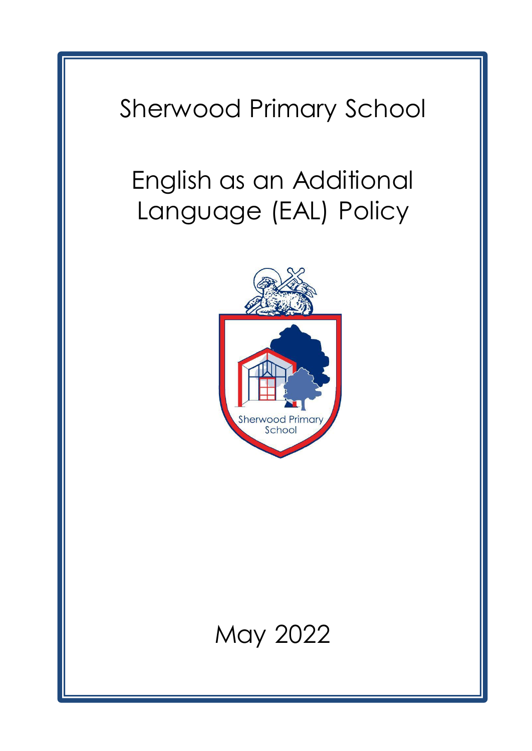# Sherwood Primary School

# English as an Additional Language (EAL) Policy

May 2022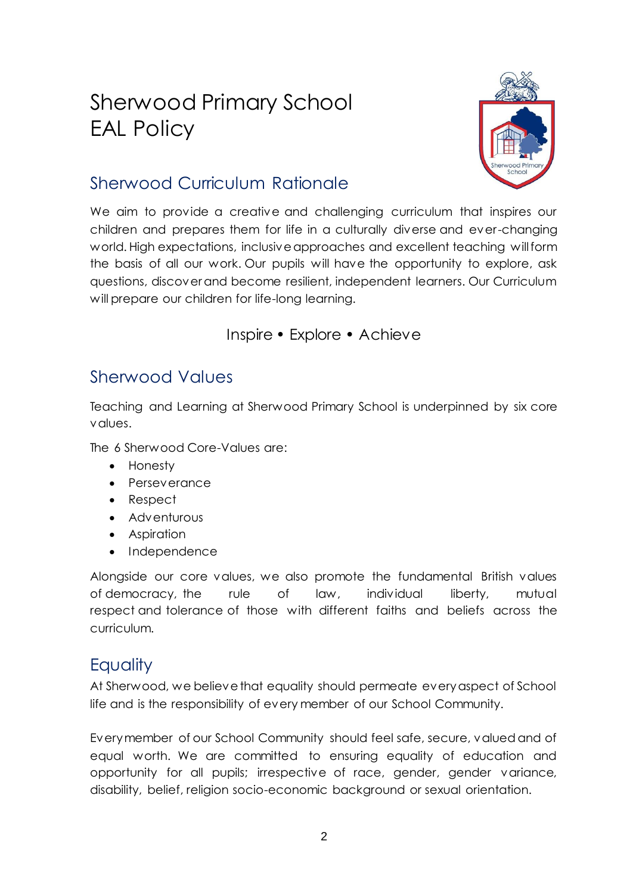# Sherwood Primary School
# EAL Policy

## Sherwood Curriculum Rationale

We aim to provide a creative and challenging curriculum that inspires our children and prepares them for life in a culturally diverse and ever-changing world. High expectations, inclusive approaches and excellent teaching will form the basis of all our work. Our pupils will have the opportunity to explore, ask questions, discover and become resilient, independent learners. Our Curriculum will prepare our children for life-long learning.

Inspire • Explore • Achieve

## Sherwood Values

Teaching and Learning at Sherwood Primary School is underpinned by six core values.

The 6 Sherwood Core-Values are:

- Honesty
- Perseverance
- Respect
- Adventurous
- Aspiration
- Independence

Alongside our core values, we also promote the fundamental British values of democracy, the rule of law, individual liberty, mutual respect and tolerance of those with different faiths and beliefs across the curriculum.

## Equality

At Sherwood, we believe that equality should permeate every aspect of School life and is the responsibility of every member of our School Community.

Every member of our School Community should feel safe, secure, valued and of equal worth. We are committed to ensuring equality of education and opportunity for all pupils; irrespective of race, gender, gender variance, disability, belief, religion socio-economic background or sexual orientation.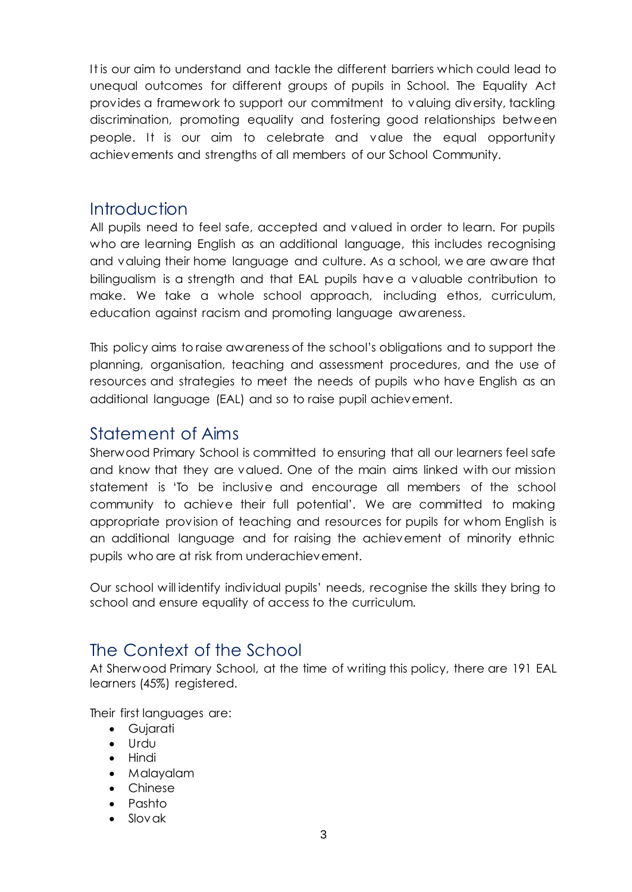It is our aim to understand and tackle the different barriers which could lead to unequal outcomes for different groups of pupils in School. The Equality Act provides a framework to support our commitment to valuing diversity, tackling discrimination, promoting equality and fostering good relationships between people. It is our aim to celebrate and value the equal opportunity achievements and strengths of all members of our School Community.

## Introduction

All pupils need to feel safe, accepted and valued in order to learn. For pupils who are learning English as an additional language, this includes recognising and valuing their home language and culture. As a school, we are aware that bilingualism is a strength and that EAL pupils have a valuable contribution to make. We take a whole school approach, including ethos, curriculum, education against racism and promoting language awareness.

This policy aims to raise awareness of the school's obligations and to support the planning, organisation, teaching and assessment procedures, and the use of resources and strategies to meet the needs of pupils who have English as an additional language (EAL) and so to raise pupil achievement.

## Statement of Aims

Sherwood Primary School is committed to ensuring that all our learners feel safe and know that they are valued. One of the main aims linked with our mission statement is 'To be inclusive and encourage all members of the school community to achieve their full potential'. We are committed to making appropriate provision of teaching and resources for pupils for whom English is an additional language and for raising the achievement of minority ethnic pupils who are at risk from underachievement.

Our school will identify individual pupils' needs, recognise the skills they bring to school and ensure equality of access to the curriculum.

## The Context of the School

At Sherwood Primary School, at the time of writing this policy, there are 191 EAL learners (45%) registered.

Their first languages are:

- Gujarati
- Urdu
- Hindi
- Malayalam
- Chinese
- Pashto
- Slovak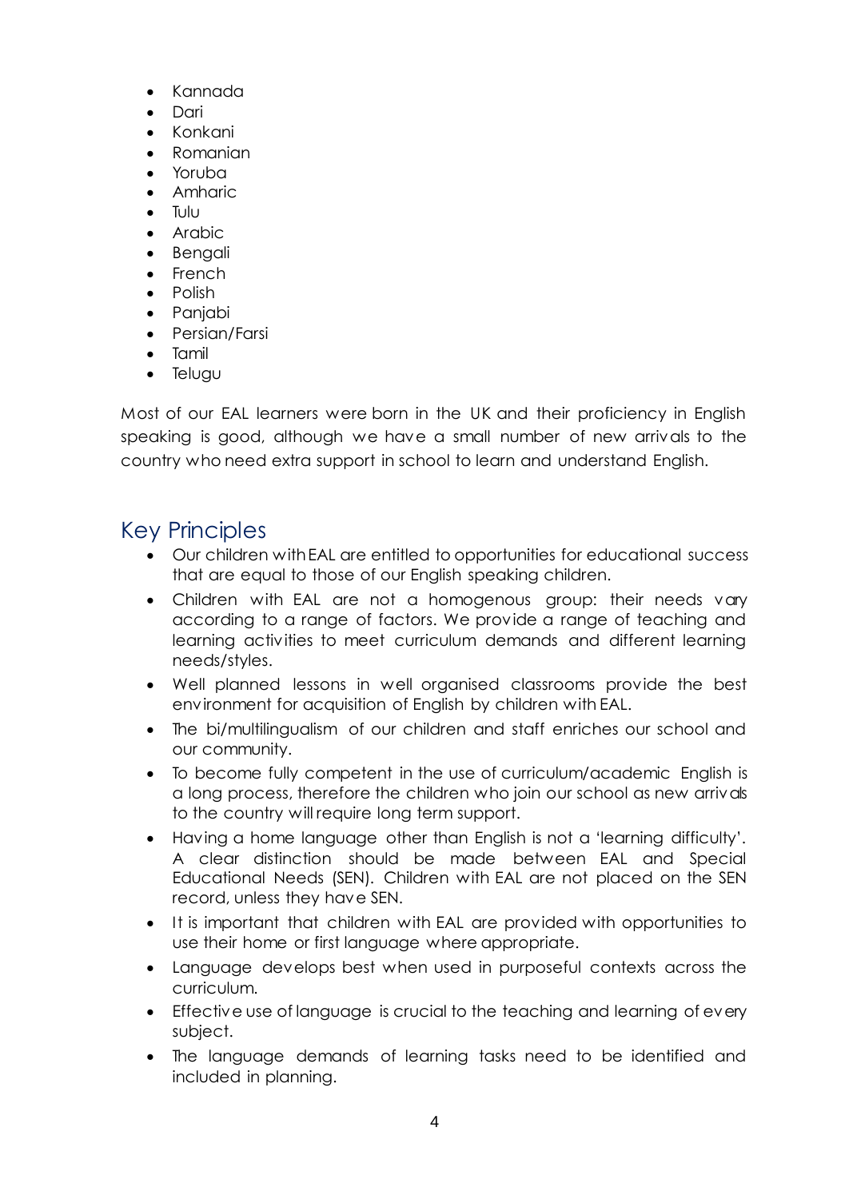- Kannada
- Dari
- Konkani
- Romanian
- Yoruba
- Amharic
- Tulu
- Arabic
- Bengali
- French
- Polish
- Panjabi
- Persian/Farsi
- Tamil
- Telugu

Most of our EAL learners were born in the UK and their proficiency in English speaking is good, although we have a small number of new arrivals to the country who need extra support in school to learn and understand English.

## Key Principles

- Our children with EAL are entitled to opportunities for educational success that are equal to those of our English speaking children.
- Children with EAL are not a homogenous group: their needs vary according to a range of factors. We provide a range of teaching and learning activities to meet curriculum demands and different learning needs/styles.
- Well planned lessons in well organised classrooms provide the best environment for acquisition of English by children with EAL.
- The bi/multilingualism of our children and staff enriches our school and our community.
- To become fully competent in the use of curriculum/academic English is a long process, therefore the children who join our school as new arrivals to the country will require long term support.
- Having a home language other than English is not a 'learning difficulty'. A clear distinction should be made between EAL and Special Educational Needs (SEN). Children with EAL are not placed on the SEN record, unless they have SEN.
- It is important that children with EAL are provided with opportunities to use their home or first language where appropriate.
- Language develops best when used in purposeful contexts across the curriculum.
- Effective use of language is crucial to the teaching and learning of every subject.
- The language demands of learning tasks need to be identified and included in planning.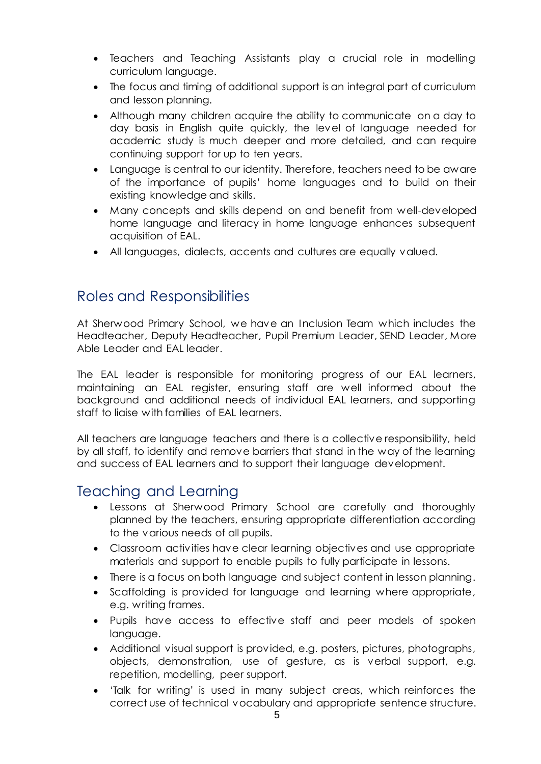- Teachers and Teaching Assistants play a crucial role in modelling curriculum language.
- The focus and timing of additional support is an integral part of curriculum and lesson planning.
- Although many children acquire the ability to communicate on a day to day basis in English quite quickly, the level of language needed for academic study is much deeper and more detailed, and can require continuing support for up to ten years.
- Language is central to our identity. Therefore, teachers need to be aware of the importance of pupils' home languages and to build on their existing knowledge and skills.
- Many concepts and skills depend on and benefit from well-developed home language and literacy in home language enhances subsequent acquisition of EAL.
- All languages, dialects, accents and cultures are equally valued.

## Roles and Responsibilities

At Sherwood Primary School, we have an Inclusion Team which includes the Headteacher, Deputy Headteacher, Pupil Premium Leader, SEND Leader, More Able Leader and EAL leader.

The EAL leader is responsible for monitoring progress of our EAL learners, maintaining an EAL register, ensuring staff are well informed about the background and additional needs of individual EAL learners, and supporting staff to liaise with families of EAL learners.

All teachers are language teachers and there is a collective responsibility, held by all staff, to identify and remove barriers that stand in the way of the learning and success of EAL learners and to support their language development.

## Teaching and Learning

- Lessons at Sherwood Primary School are carefully and thoroughly planned by the teachers, ensuring appropriate differentiation according to the various needs of all pupils.
- Classroom activities have clear learning objectives and use appropriate materials and support to enable pupils to fully participate in lessons.
- There is a focus on both language and subject content in lesson planning.
- Scaffolding is provided for language and learning where appropriate, e.g. writing frames.
- Pupils have access to effective staff and peer models of spoken language.
- Additional visual support is provided, e.g. posters, pictures, photographs, objects, demonstration, use of gesture, as is verbal support, e.g. repetition, modelling, peer support.
- 'Talk for writing' is used in many subject areas, which reinforces the correct use of technical vocabulary and appropriate sentence structure.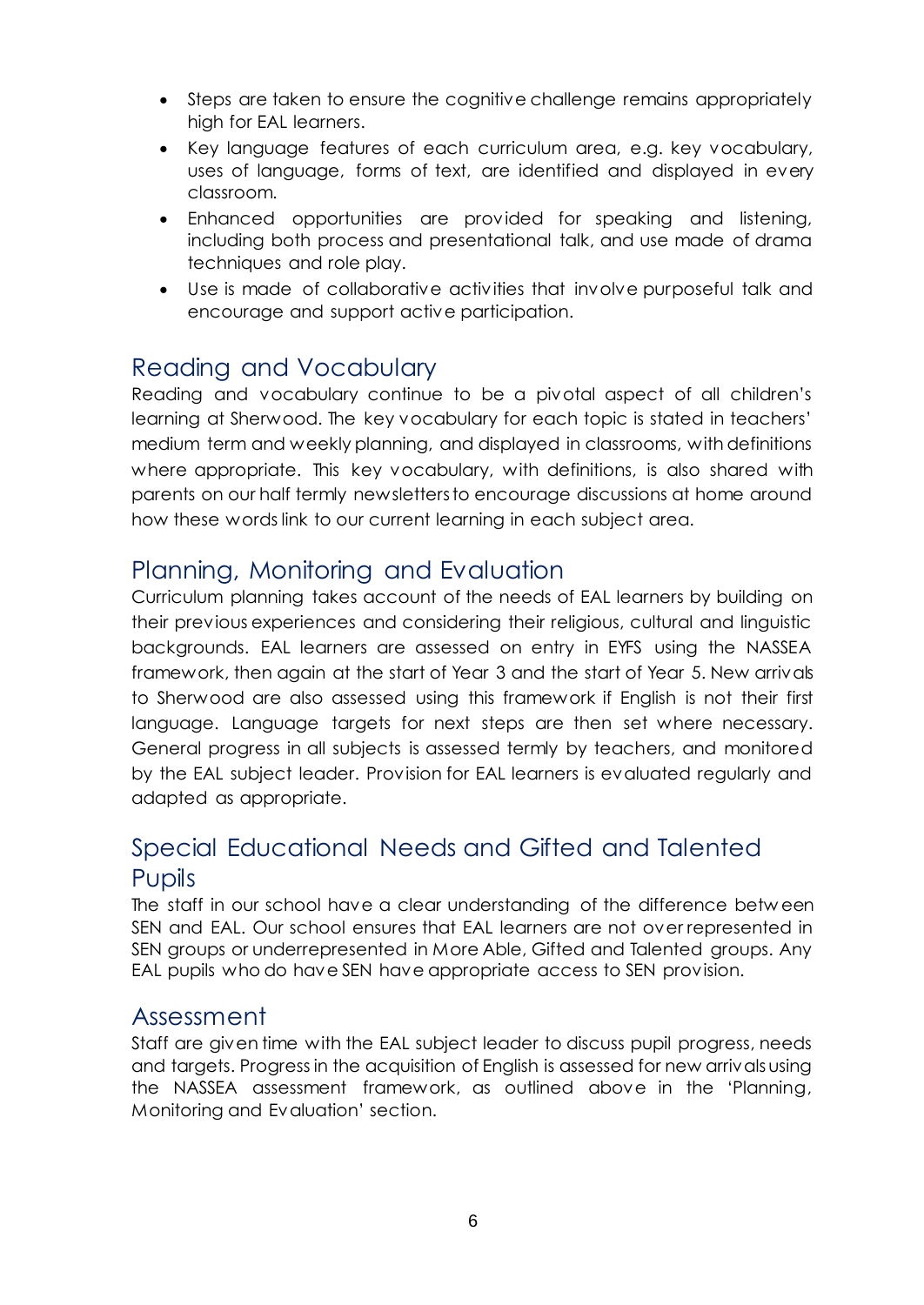- Steps are taken to ensure the cognitive challenge remains appropriately high for EAL learners.
- Key language features of each curriculum area, e.g. key vocabulary, uses of language, forms of text, are identified and displayed in every classroom.
- Enhanced opportunities are provided for speaking and listening, including both process and presentational talk, and use made of drama techniques and role play.
- Use is made of collaborative activities that involve purposeful talk and encourage and support active participation.

## Reading and Vocabulary

Reading and vocabulary continue to be a pivotal aspect of all children's learning at Sherwood. The key vocabulary for each topic is stated in teachers' medium term and weekly planning, and displayed in classrooms, with definitions where appropriate. This key vocabulary, with definitions, is also shared with parents on our half termly newsletters to encourage discussions at home around how these words link to our current learning in each subject area.

## Planning, Monitoring and Evaluation

Curriculum planning takes account of the needs of EAL learners by building on their previous experiences and considering their religious, cultural and linguistic backgrounds. EAL learners are assessed on entry in EYFS using the NASSEA framework, then again at the start of Year 3 and the start of Year 5. New arrivals to Sherwood are also assessed using this framework if English is not their first language. Language targets for next steps are then set where necessary. General progress in all subjects is assessed termly by teachers, and monitored by the EAL subject leader. Provision for EAL learners is evaluated regularly and adapted as appropriate.

## Special Educational Needs and Gifted and Talented Pupils

The staff in our school have a clear understanding of the difference between SEN and EAL. Our school ensures that EAL learners are not over represented in SEN groups or underrepresented in More Able, Gifted and Talented groups. Any EAL pupils who do have SEN have appropriate access to SEN provision.

## Assessment

Staff are given time with the EAL subject leader to discuss pupil progress, needs and targets. Progress in the acquisition of English is assessed for new arrivals using the NASSEA assessment framework, as outlined above in the 'Planning, Monitoring and Evaluation' section.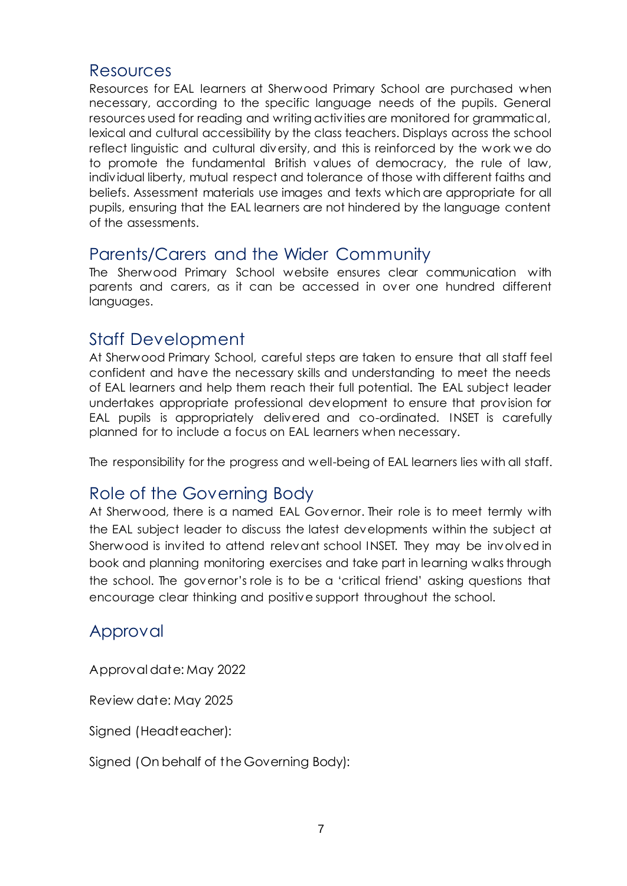## Resources

Resources for EAL learners at Sherwood Primary School are purchased when necessary, according to the specific language needs of the pupils. General resources used for reading and writing activities are monitored for grammatical, lexical and cultural accessibility by the class teachers. Displays across the school reflect linguistic and cultural diversity, and this is reinforced by the work we do to promote the fundamental British values of democracy, the rule of law, individual liberty, mutual respect and tolerance of those with different faiths and beliefs. Assessment materials use images and texts which are appropriate for all pupils, ensuring that the EAL learners are not hindered by the language content of the assessments.

## Parents/Carers and the Wider Community

The Sherwood Primary School website ensures clear communication with parents and carers, as it can be accessed in over one hundred different languages.

## Staff Development

At Sherwood Primary School, careful steps are taken to ensure that all staff feel confident and have the necessary skills and understanding to meet the needs of EAL learners and help them reach their full potential. The EAL subject leader undertakes appropriate professional development to ensure that provision for EAL pupils is appropriately delivered and co-ordinated. INSET is carefully planned for to include a focus on EAL learners when necessary.

The responsibility for the progress and well-being of EAL learners lies with all staff.

## Role of the Governing Body

At Sherwood, there is a named EAL Governor. Their role is to meet termly with the EAL subject leader to discuss the latest developments within the subject at Sherwood is invited to attend relevant school INSET. They may be involved in book and planning monitoring exercises and take part in learning walks through the school. The governor's role is to be a 'critical friend' asking questions that encourage clear thinking and positive support throughout the school.

## Approval

Approval date: May 2022

Review date: May 2025

Signed (Headteacher):

Signed (On behalf of the Governing Body):